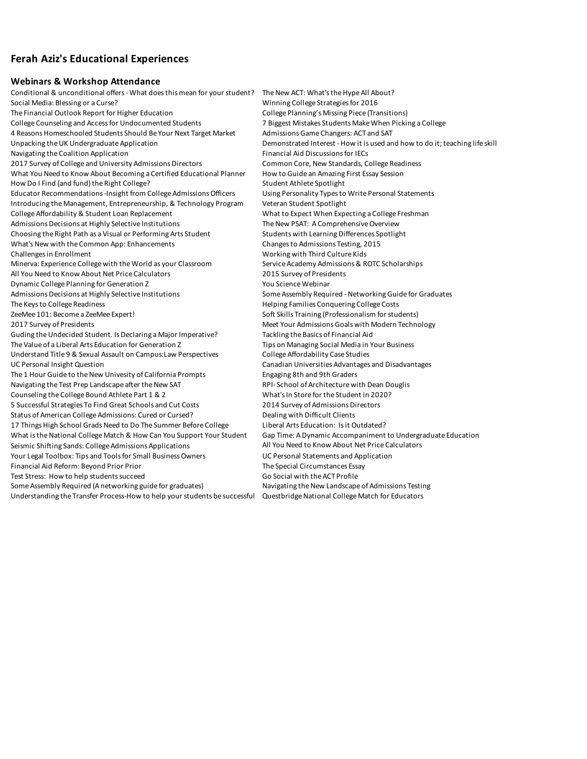# Ferah Aziz's Educational Experiences

## Webinars & Workshop Attendance

Conditional & unconditional offers - What does this mean for your student?
Social Media: Blessing or a Curse?
The Financial Outlook Report for Higher Education
College Counseling and Access for Undocumented Students
4 Reasons Homeschooled Students Should Be Your Next Target Market
Unpacking the UK Undergraduate Application
Navigating the Coalition Application
2017 Survey of College and University Admissions Directors
What You Need to Know About Becoming a Certified Educational Planner
How Do I Find (and fund) the Right College?
Educator Recommendations -Insight from College Admissions Officers
Introducing the Management, Entrepreneurship, & Technology Program
College Affordability & Student Loan Replacement
Admissions Decisions at Highly Selective Institutions
Choosing the Right Path as a Visual or Performing Arts Student
What's New with the Common App: Enhancements
Challenges in Enrollment
Minerva: Experience College with the World as your Classroom
All You Need to Know About Net Price Calculators
Dynamic College Planning for Generation Z
Admissions Decisions at Highly Selective Institutions
The Keys to College Readiness
ZeeMee 101: Become a ZeeMee Expert!
2017 Survey of Presidents
Guding the Undecided Student. Is Declaring a Major Imperative?
The Value of a Liberal Arts Education for Generation Z
Understand Title 9 & Sexual Assault on Campus:Law Perspectives
UC Personal Insight Question
The 1 Hour Guide to the New Univesity of California Prompts
Navigating the Test Prep Landscape after the New SAT
Counseling the College Bound Athlete Part 1 & 2
5 Successful Strategies To Find Great Schools and Cut Costs
Status of American College Admissions: Cured or Cursed?
17 Things High School Grads Need to Do The Summer Before College
What is the National College Match & How Can You Support Your Student
Seismic Shifting Sands: College Admissions Applications
Your Legal Toolbox: Tips and Tools for Small Business Owners
Financial Aid Reform: Beyond Prior Prior
Test Stress: How to help students succeed
Some Assembly Required (A networking guide for graduates)
Understanding the Transfer Process-How to help your students be successful
The New ACT: What's the Hype All About?
Winning College Strategies for 2016
College Planning's Missing Piece (Transitions)
7 Biggest Mistakes Students Make When Picking a College
Admissions Game Changers: ACT and SAT
Demonstrated Interest - How it is used and how to do it; teaching life skill
Financial Aid Discussions for IECs
Common Core, New Standards, College Readiness
How to Guide an Amazing First Essay Session
Student Athlete Spotlight
Using Personality Types to Write Personal Statements
Veteran Student Spotlight
What to Expect When Expecting a College Freshman
The New PSAT: A Comprehensive Overview
Students with Learning Differences Spotlight
Changes to Admissions Testing, 2015
Working with Third Culture Kids
Service Academy Admissions & ROTC Scholarships
2015 Survey of Presidents
You Science Webinar
Some Assembly Required - Networking Guide for Graduates
Helping Families Conquering College Costs
Soft Skills Training (Professionalism for students)
Meet Your Admissions Goals with Modern Technology
Tackling the Basics of Financial Aid
Tips on Managing Social Media in Your Business
College Affordability Case Studies
Canadian Universities Advantages and Disadvantages
Engaging 8th and 9th Graders
RPI- School of Architecture with Dean Douglis
What's In Store for the Student in 2020?
2014 Survey of Admissions Directors
Dealing with Difficult Clients
Liberal Arts Education: Is it Outdated?
Gap Time: A Dynamic Accompaniment to Undergraduate Education
All You Need to Know About Net Price Calculators
UC Personal Statements and Application
The Special Circumstances Essay
Go Social with the ACT Profile
Navigating the New Landscape of Admissions Testing
Questbridge National College Match for Educators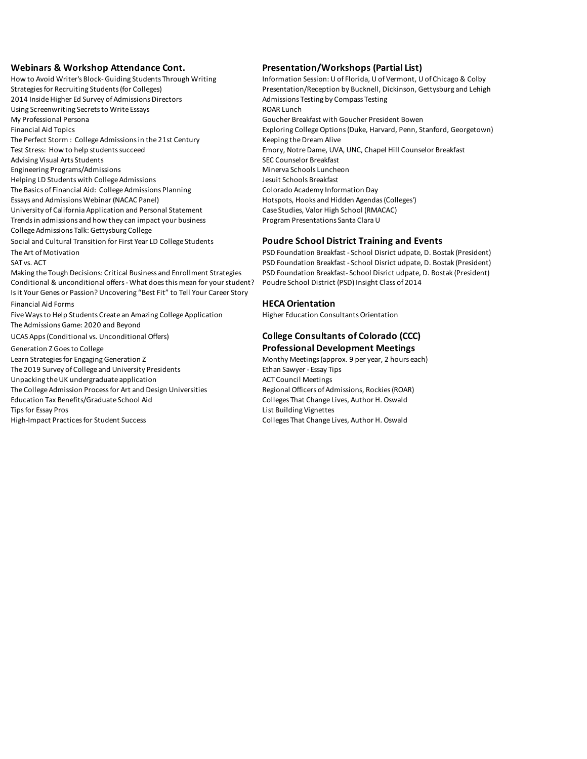## Webinars & Workshop Attendance Cont.

How to Avoid Writer's Block- Guiding Students Through Writing
Strategies for Recruiting Students (for Colleges)
2014 Inside Higher Ed Survey of Admissions Directors
Using Screenwriting Secrets to Write Essays
My Professional Persona
Financial Aid Topics
The Perfect Storm : College Admissions in the 21st Century
Test Stress: How to help students succeed
Advising Visual Arts Students
Engineering Programs/Admissions
Helping LD Students with College Admissions
The Basics of Financial Aid: College Admissions Planning
Essays and Admissions Webinar (NACAC Panel)
University of California Application and Personal Statement
Trends in admissions and how they can impact your business
College Admissions Talk: Gettysburg College
Social and Cultural Transition for First Year LD College Students
The Art of Motivation
SAT vs. ACT
Making the Tough Decisions: Critical Business and Enrollment Strategies
Conditional & unconditional offers - What does this mean for your student?
Is it Your Genes or Passion? Uncovering "Best Fit" to Tell Your Career Story
Financial Aid Forms
Five Ways to Help Students Create an Amazing College Application
The Admissions Game: 2020 and Beyond
UCAS Apps (Conditional vs. Unconditional Offers)
Generation Z Goes to College
Learn Strategies for Engaging Generation Z
The 2019 Survey of College and University Presidents
Unpacking the UK undergraduate application
The College Admission Process for Art and Design Universities
Education Tax Benefits/Graduate School Aid
Tips for Essay Pros
High-Impact Practices for Student Success

## Presentation/Workshops (Partial List)

Information Session: U of Florida, U of Vermont, U of Chicago & Colby
Presentation/Reception by Bucknell, Dickinson, Gettysburg and Lehigh
Admissions Testing by Compass Testing
ROAR Lunch
Goucher Breakfast with Goucher President Bowen
Exploring College Options (Duke, Harvard, Penn, Stanford, Georgetown)
Keeping the Dream Alive
Emory, Notre Dame, UVA, UNC, Chapel Hill Counselor Breakfast
SEC Counselor Breakfast
Minerva Schools Luncheon
Jesuit Schools Breakfast
Colorado Academy Information Day
Hotspots, Hooks and Hidden Agendas (Colleges')
Case Studies, Valor High School (RMACAC)
Program Presentations Santa Clara U

## Poudre School District Training and Events

PSD Foundation Breakfast - School Disrict udpate, D. Bostak (President)
PSD Foundation Breakfast - School Disrict udpate, D. Bostak (President)
PSD Foundation Breakfast- School Disrict udpate, D. Bostak (President)
Poudre School District (PSD) Insight Class of 2014

## HECA Orientation

Higher Education Consultants Orientation

## College Consultants of Colorado (CCC) Professional Development Meetings

Monthy Meetings (approx. 9 per year, 2 hours each)
Ethan Sawyer - Essay Tips
ACT Council Meetings
Regional Officers of Admissions, Rockies (ROAR)
Colleges That Change Lives, Author H. Oswald
List Building Vignettes
Colleges That Change Lives, Author H. Oswald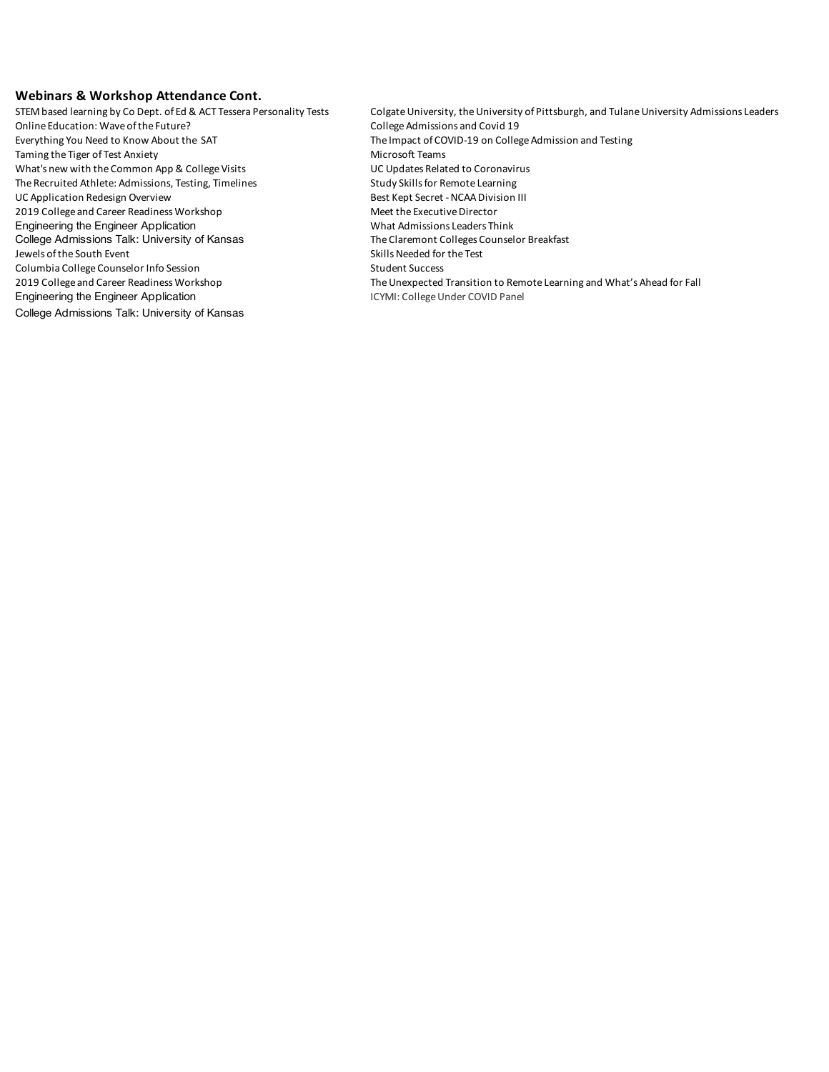**Webinars & Workshop Attendance Cont.**

STEM based learning by Co Dept. of Ed & ACT Tessera Personality Tests
Online Education: Wave of the Future?
Everything You Need to Know About the SAT
Taming the Tiger of Test Anxiety
What's new with the Common App & College Visits
The Recruited Athlete: Admissions, Testing, Timelines
UC Application Redesign Overview
2019 College and Career Readiness Workshop
Engineering the Engineer Application
College Admissions Talk: University of Kansas
Jewels of the South Event
Columbia College Counselor Info Session
2019 College and Career Readiness Workshop
Engineering the Engineer Application
College Admissions Talk: University of Kansas
Colgate University, the University of Pittsburgh, and Tulane University Admissions Leaders
College Admissions and Covid 19
The Impact of COVID-19 on College Admission and Testing
Microsoft Teams
UC Updates Related to Coronavirus
Study Skills for Remote Learning
Best Kept Secret - NCAA Division III
Meet the Executive Director
What Admissions Leaders Think
The Claremont Colleges Counselor Breakfast
Skills Needed for the Test
Student Success
The Unexpected Transition to Remote Learning and What's Ahead for Fall
ICYMI: College Under COVID Panel